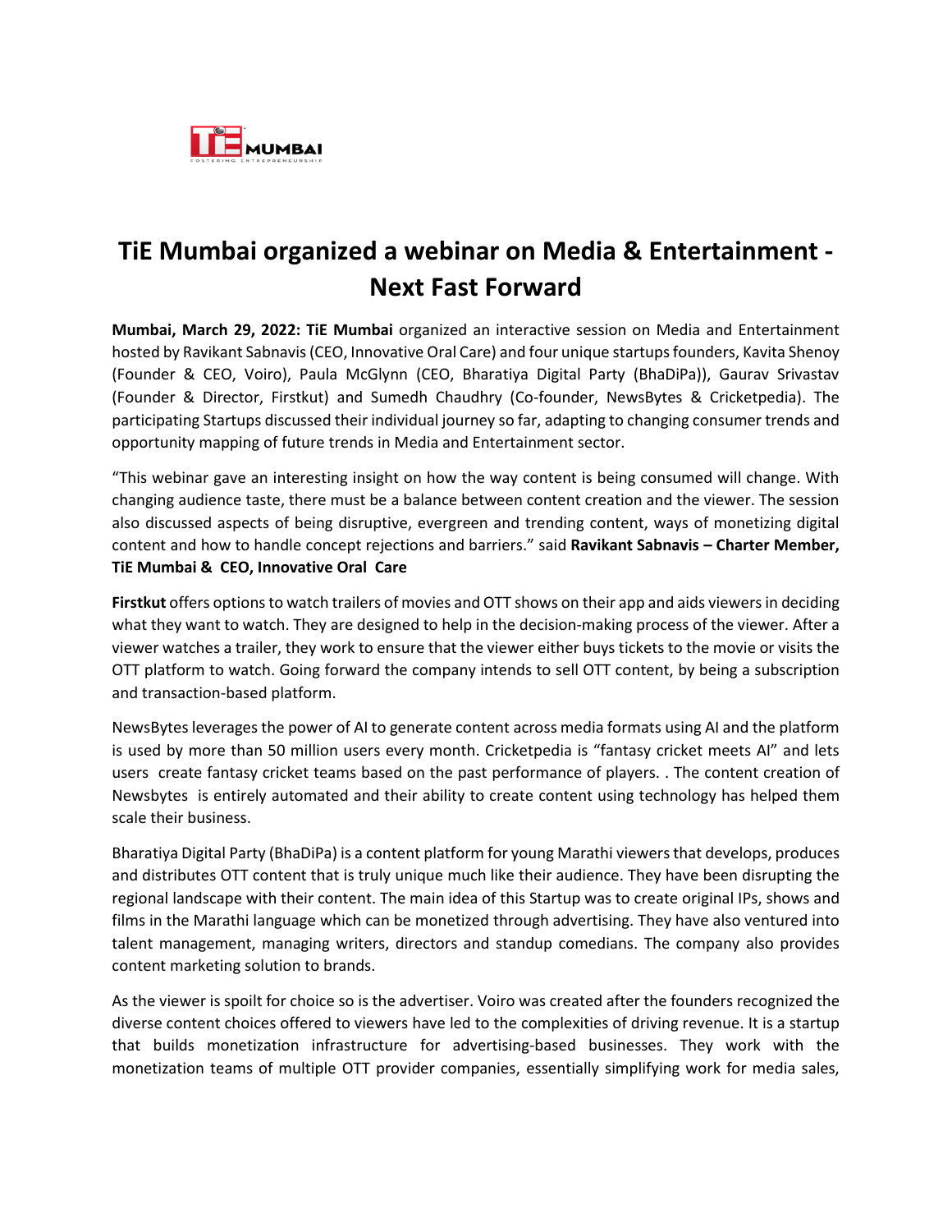# TiE Mumbai organized a webinar on Media & Entertainment - Next Fast Forward

**Mumbai, March 29, 2022: TiE Mumbai** organized an interactive session on Media and Entertainment hosted by Ravikant Sabnavis (CEO, Innovative Oral Care) and four unique startups founders, Kavita Shenoy (Founder & CEO, Voiro), Paula McGlynn (CEO, Bharatiya Digital Party (BhaDiPa)), Gaurav Srivastav (Founder & Director, Firstkut) and Sumedh Chaudhry (Co-founder, NewsBytes & Cricketpedia). The participating Startups discussed their individual journey so far, adapting to changing consumer trends and opportunity mapping of future trends in Media and Entertainment sector.

"This webinar gave an interesting insight on how the way content is being consumed will change. With changing audience taste, there must be a balance between content creation and the viewer. The session also discussed aspects of being disruptive, evergreen and trending content, ways of monetizing digital content and how to handle concept rejections and barriers." said **Ravikant Sabnavis – Charter Member, TiE Mumbai & CEO, Innovative Oral Care**

**Firstkut** offers options to watch trailers of movies and OTT shows on their app and aids viewers in deciding what they want to watch. They are designed to help in the decision-making process of the viewer. After a viewer watches a trailer, they work to ensure that the viewer either buys tickets to the movie or visits the OTT platform to watch. Going forward the company intends to sell OTT content, by being a subscription and transaction-based platform.

NewsBytes leverages the power of AI to generate content across media formats using AI and the platform is used by more than 50 million users every month. Cricketpedia is "fantasy cricket meets AI" and lets users create fantasy cricket teams based on the past performance of players. . The content creation of Newsbytes is entirely automated and their ability to create content using technology has helped them scale their business.

Bharatiya Digital Party (BhaDiPa) is a content platform for young Marathi viewers that develops, produces and distributes OTT content that is truly unique much like their audience. They have been disrupting the regional landscape with their content. The main idea of this Startup was to create original IPs, shows and films in the Marathi language which can be monetized through advertising. They have also ventured into talent management, managing writers, directors and standup comedians. The company also provides content marketing solution to brands.

As the viewer is spoilt for choice so is the advertiser. Voiro was created after the founders recognized the diverse content choices offered to viewers have led to the complexities of driving revenue. It is a startup that builds monetization infrastructure for advertising-based businesses. They work with the monetization teams of multiple OTT provider companies, essentially simplifying work for media sales,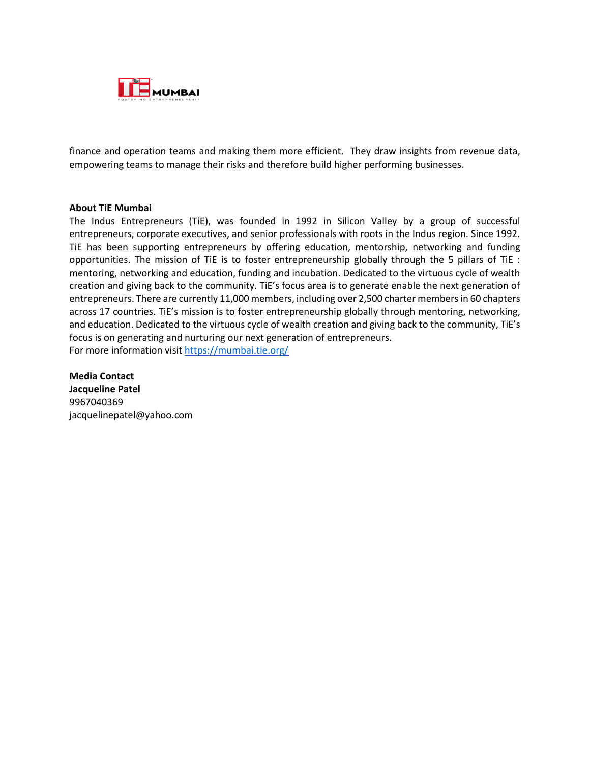finance and operation teams and making them more efficient.  They draw insights from revenue data, empowering teams to manage their risks and therefore build higher performing businesses.

**About TiE Mumbai**

The Indus Entrepreneurs (TiE), was founded in 1992 in Silicon Valley by a group of successful entrepreneurs, corporate executives, and senior professionals with roots in the Indus region. Since 1992. TiE has been supporting entrepreneurs by offering education, mentorship, networking and funding opportunities. The mission of TiE is to foster entrepreneurship globally through the 5 pillars of TiE : mentoring, networking and education, funding and incubation. Dedicated to the virtuous cycle of wealth creation and giving back to the community. TiE's focus area is to generate enable the next generation of entrepreneurs. There are currently 11,000 members, including over 2,500 charter members in 60 chapters across 17 countries. TiE's mission is to foster entrepreneurship globally through mentoring, networking, and education. Dedicated to the virtuous cycle of wealth creation and giving back to the community, TiE's focus is on generating and nurturing our next generation of entrepreneurs.
For more information visit https://mumbai.tie.org/

**Media Contact**
**Jacqueline Patel**
9967040369
jacquelinepatel@yahoo.com